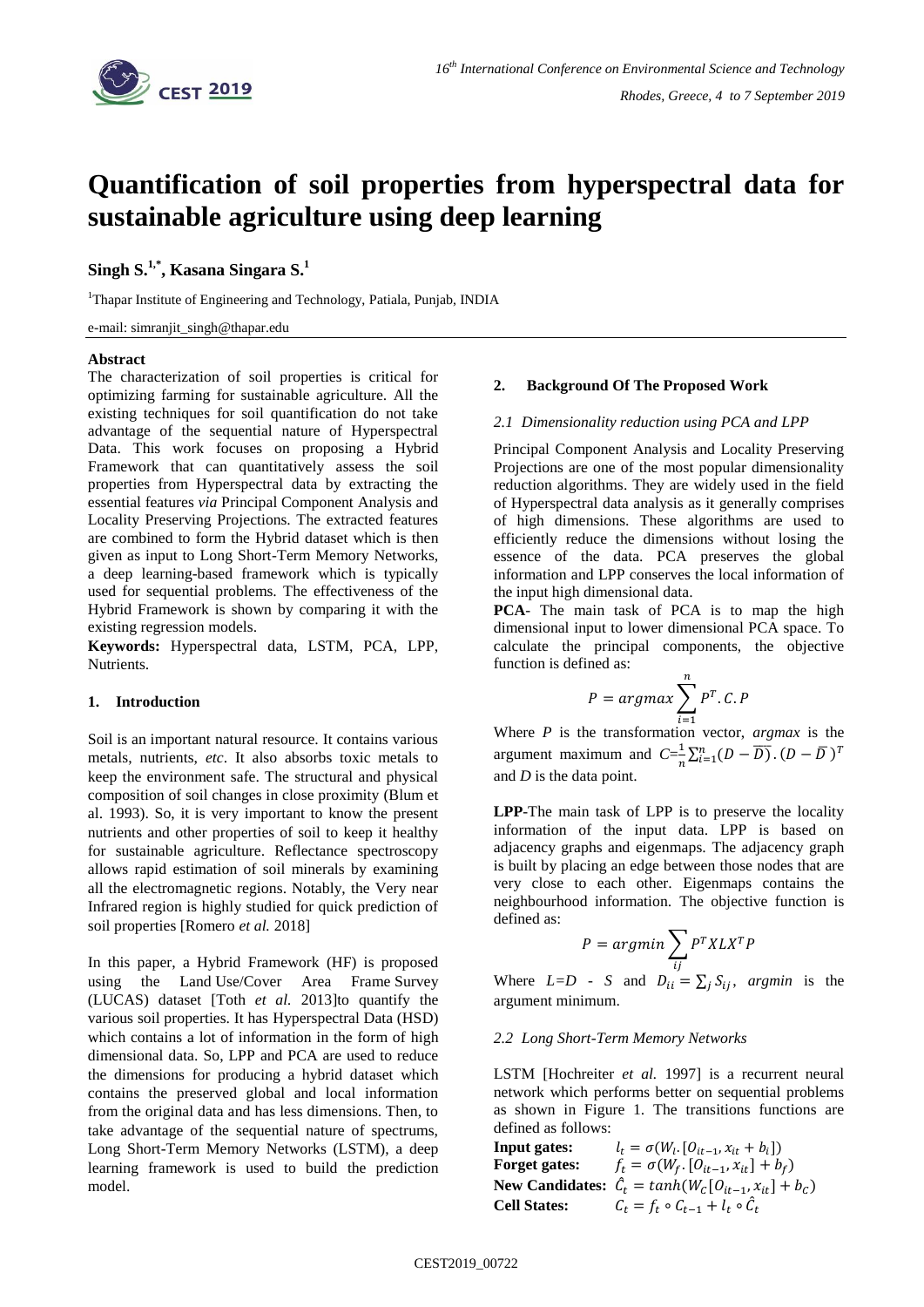# Quantification of soil properties from hyperspectral data for sustainable agriculture using deep learning

**Singh S.[1,*], Kasana Singara S.[1]**

[1]Thapar Institute of Engineering and Technology, Patiala, Punjab, INDIA

e-mail: simranjit_singh@thapar.edu

**Abstract**

The characterization of soil properties is critical for optimizing farming for sustainable agriculture. All the existing techniques for soil quantification do not take advantage of the sequential nature of Hyperspectral Data. This work focuses on proposing a Hybrid Framework that can quantitatively assess the soil properties from Hyperspectral data by extracting the essential features *via* Principal Component Analysis and Locality Preserving Projections. The extracted features are combined to form the Hybrid dataset which is then given as input to Long Short-Term Memory Networks, a deep learning-based framework which is typically used for sequential problems. The effectiveness of the Hybrid Framework is shown by comparing it with the existing regression models.

**Keywords:** Hyperspectral data, LSTM, PCA, LPP, Nutrients.

## 1. Introduction

Soil is an important natural resource. It contains various metals, nutrients, *etc*. It also absorbs toxic metals to keep the environment safe. The structural and physical composition of soil changes in close proximity (Blum et al. 1993). So, it is very important to know the present nutrients and other properties of soil to keep it healthy for sustainable agriculture. Reflectance spectroscopy allows rapid estimation of soil minerals by examining all the electromagnetic regions. Notably, the Very near Infrared region is highly studied for quick prediction of soil properties [Romero *et al.* 2018]

In this paper, a Hybrid Framework (HF) is proposed using the Land Use/Cover Area Frame Survey (LUCAS) dataset [Toth *et al.* 2013]to quantify the various soil properties. It has Hyperspectral Data (HSD) which contains a lot of information in the form of high dimensional data. So, LPP and PCA are used to reduce the dimensions for producing a hybrid dataset which contains the preserved global and local information from the original data and has less dimensions. Then, to take advantage of the sequential nature of spectrums, Long Short-Term Memory Networks (LSTM), a deep learning framework is used to build the prediction model.

## 2. Background Of The Proposed Work

### 2.1 Dimensionality reduction using PCA and LPP

Principal Component Analysis and Locality Preserving Projections are one of the most popular dimensionality reduction algorithms. They are widely used in the field of Hyperspectral data analysis as it generally comprises of high dimensions. These algorithms are used to efficiently reduce the dimensions without losing the essence of the data. PCA preserves the global information and LPP conserves the local information of the input high dimensional data.

**PCA**- The main task of PCA is to map the high dimensional input to lower dimensional PCA space. To calculate the principal components, the objective function is defined as:

$$P = argmax \sum_{i=1}^{n} P^T . C . P$$

Where $P$ is the transformation vector, *argmax* is the argument maximum and $C = \frac{1}{n}\sum_{i=1}^{n}(D - \overline{D}).(D - \overline{D})^T$ and $D$ is the data point.

**LPP**-The main task of LPP is to preserve the locality information of the input data. LPP is based on adjacency graphs and eigenmaps. The adjacency graph is built by placing an edge between those nodes that are very close to each other. Eigenmaps contains the neighbourhood information. The objective function is defined as:

$$P = argmin \sum_{ij} P^T X L X^T P$$

Where $L = D - S$ and $D_{ii} = \sum_j S_{ij}$, *argmin* is the argument minimum.

### 2.2 Long Short-Term Memory Networks

LSTM [Hochreiter *et al.* 1997] is a recurrent neural network which performs better on sequential problems as shown in Figure 1. The transitions functions are defined as follows:

**Input gates:** $l_t = \sigma(W_l.[O_{it-1}, x_{it} + b_l])$

**Forget gates:** $f_t = \sigma(W_f.[O_{it-1}, x_{it}] + b_f)$

**New Candidates:** $\hat{C}_t = tanh(W_C[O_{it-1}, x_{it}] + b_C)$

**Cell States:** $C_t = f_t \circ C_{t-1} + l_t \circ \hat{C}_t$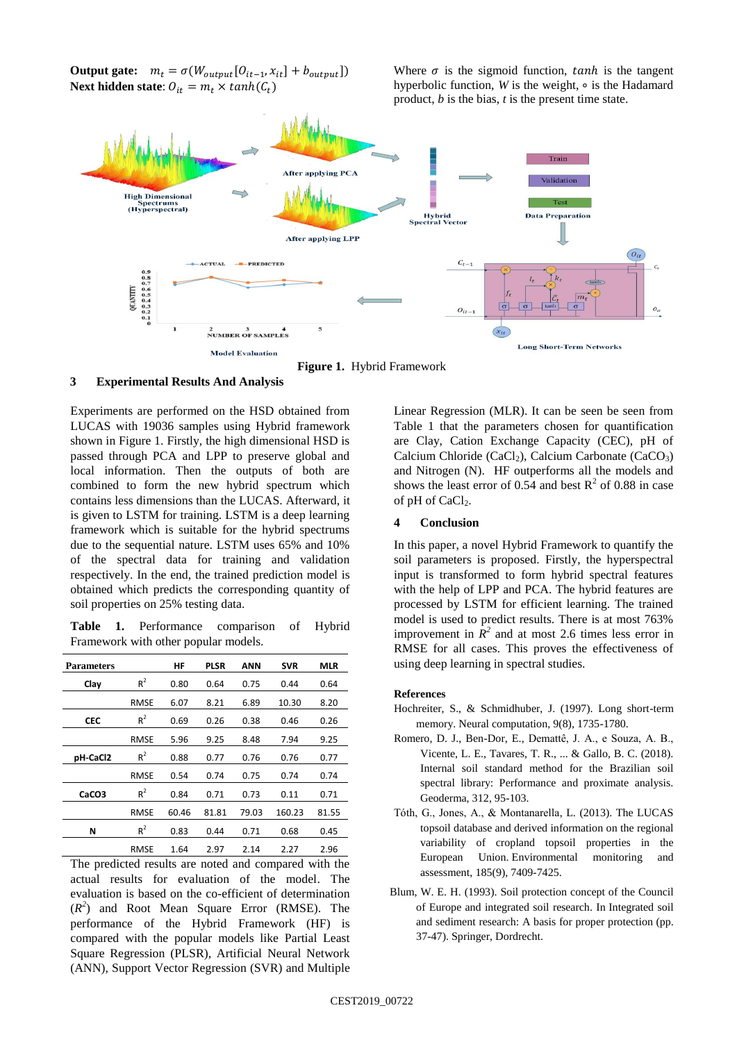**Output gate:** $m_t = \sigma(W_{output}[O_{it-1}, x_{it}] + b_{output}])$
**Next hidden state**: $O_{it} = m_t \times tanh(C_t)$

Where $\sigma$ is the sigmoid function, $tanh$ is the tangent hyperbolic function, $W$ is the weight, $\circ$ is the Hadamard product, $b$ is the bias, $t$ is the present time state.

High Dimensional Spectrums (Hyperspectral)
After applying PCA
After applying LPP
Hybrid Spectral Vector
Train
Validation
Test
Data Preparation
Long Short-Term Networks
ACTUAL
PREDICTED
QUANTITY
NUMBER OF SAMPLES
Model Evaluation

**Figure 1.** Hybrid Framework

## 3 Experimental Results And Analysis

Experiments are performed on the HSD obtained from LUCAS with 19036 samples using Hybrid framework shown in Figure 1. Firstly, the high dimensional HSD is passed through PCA and LPP to preserve global and local information. Then the outputs of both are combined to form the new hybrid spectrum which contains less dimensions than the LUCAS. Afterward, it is given to LSTM for training. LSTM is a deep learning framework which is suitable for the hybrid spectrums due to the sequential nature. LSTM uses 65% and 10% of the spectral data for training and validation respectively. In the end, the trained prediction model is obtained which predicts the corresponding quantity of soil properties on 25% testing data.

**Table 1.** Performance comparison of Hybrid Framework with other popular models.

| Parameters | | HF | PLSR | ANN | SVR | MLR |
|---|---|---|---|---|---|---|
| Clay | $R^2$ | 0.80 | 0.64 | 0.75 | 0.44 | 0.64 |
| | RMSE | 6.07 | 8.21 | 6.89 | 10.30 | 8.20 |
| CEC | $R^2$ | 0.69 | 0.26 | 0.38 | 0.46 | 0.26 |
| | RMSE | 5.96 | 9.25 | 8.48 | 7.94 | 9.25 |
| pH-CaCl2 | $R^2$ | 0.88 | 0.77 | 0.76 | 0.76 | 0.77 |
| | RMSE | 0.54 | 0.74 | 0.75 | 0.74 | 0.74 |
| CaCO3 | $R^2$ | 0.84 | 0.71 | 0.73 | 0.11 | 0.71 |
| | RMSE | 60.46 | 81.81 | 79.03 | 160.23 | 81.55 |
| N | $R^2$ | 0.83 | 0.44 | 0.71 | 0.68 | 0.45 |
| | RMSE | 1.64 | 2.97 | 2.14 | 2.27 | 2.96 |

The predicted results are noted and compared with the actual results for evaluation of the model. The evaluation is based on the co-efficient of determination ($R^2$) and Root Mean Square Error (RMSE). The performance of the Hybrid Framework (HF) is compared with the popular models like Partial Least Square Regression (PLSR), Artificial Neural Network (ANN), Support Vector Regression (SVR) and Multiple Linear Regression (MLR). It can be seen be seen from Table 1 that the parameters chosen for quantification are Clay, Cation Exchange Capacity (CEC), pH of Calcium Chloride ($CaCl_2$), Calcium Carbonate ($CaCO_3$) and Nitrogen (N). HF outperforms all the models and shows the least error of 0.54 and best $R^2$ of 0.88 in case of pH of $CaCl_2$.

## 4 Conclusion

In this paper, a novel Hybrid Framework to quantify the soil parameters is proposed. Firstly, the hyperspectral input is transformed to form hybrid spectral features with the help of LPP and PCA. The hybrid features are processed by LSTM for efficient learning. The trained model is used to predict results. There is at most 763% improvement in $R^2$ and at most 2.6 times less error in RMSE for all cases. This proves the effectiveness of using deep learning in spectral studies.

### References

Hochreiter, S., & Schmidhuber, J. (1997). Long short-term memory. Neural computation, 9(8), 1735-1780.

Romero, D. J., Ben-Dor, E., Demattê, J. A., e Souza, A. B., Vicente, L. E., Tavares, T. R., ... & Gallo, B. C. (2018). Internal soil standard method for the Brazilian soil spectral library: Performance and proximate analysis. Geoderma, 312, 95-103.

Tóth, G., Jones, A., & Montanarella, L. (2013). The LUCAS topsoil database and derived information on the regional variability of cropland topsoil properties in the European Union. Environmental monitoring and assessment, 185(9), 7409-7425.

Blum, W. E. H. (1993). Soil protection concept of the Council of Europe and integrated soil research. In Integrated soil and sediment research: A basis for proper protection (pp. 37-47). Springer, Dordrecht.